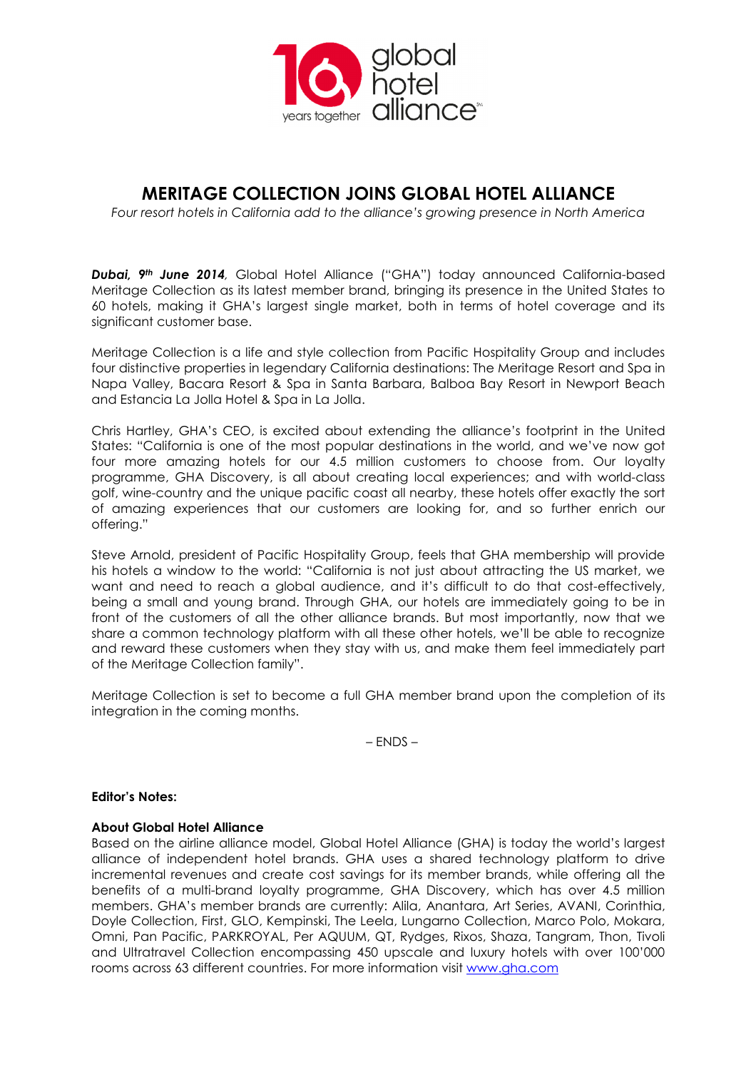# MERITAGE COLLECTION JOINS GLOBAL HOTEL ALLIANCE

*Four resort hotels in California add to the alliance's growing presence in North America*

***Dubai, 9th June 2014***, Global Hotel Alliance ("GHA") today announced California-based Meritage Collection as its latest member brand, bringing its presence in the United States to 60 hotels, making it GHA's largest single market, both in terms of hotel coverage and its significant customer base.

Meritage Collection is a life and style collection from Pacific Hospitality Group and includes four distinctive properties in legendary California destinations: The Meritage Resort and Spa in Napa Valley, Bacara Resort & Spa in Santa Barbara, Balboa Bay Resort in Newport Beach and Estancia La Jolla Hotel & Spa in La Jolla.

Chris Hartley, GHA's CEO, is excited about extending the alliance's footprint in the United States: "California is one of the most popular destinations in the world, and we've now got four more amazing hotels for our 4.5 million customers to choose from. Our loyalty programme, GHA Discovery, is all about creating local experiences; and with world-class golf, wine-country and the unique pacific coast all nearby, these hotels offer exactly the sort of amazing experiences that our customers are looking for, and so further enrich our offering."

Steve Arnold, president of Pacific Hospitality Group, feels that GHA membership will provide his hotels a window to the world: "California is not just about attracting the US market, we want and need to reach a global audience, and it's difficult to do that cost-effectively, being a small and young brand. Through GHA, our hotels are immediately going to be in front of the customers of all the other alliance brands. But most importantly, now that we share a common technology platform with all these other hotels, we'll be able to recognize and reward these customers when they stay with us, and make them feel immediately part of the Meritage Collection family".

Meritage Collection is set to become a full GHA member brand upon the completion of its integration in the coming months.

– ENDS –

**Editor's Notes:**

**About Global Hotel Alliance**

Based on the airline alliance model, Global Hotel Alliance (GHA) is today the world's largest alliance of independent hotel brands. GHA uses a shared technology platform to drive incremental revenues and create cost savings for its member brands, while offering all the benefits of a multi-brand loyalty programme, GHA Discovery, which has over 4.5 million members. GHA's member brands are currently: Alila, Anantara, Art Series, AVANI, Corinthia, Doyle Collection, First, GLO, Kempinski, The Leela, Lungarno Collection, Marco Polo, Mokara, Omni, Pan Pacific, PARKROYAL, Per AQUUM, QT, Rydges, Rixos, Shaza, Tangram, Thon, Tivoli and Ultratravel Collection encompassing 450 upscale and luxury hotels with over 100'000 rooms across 63 different countries. For more information visit [www.gha.com](www.gha.com)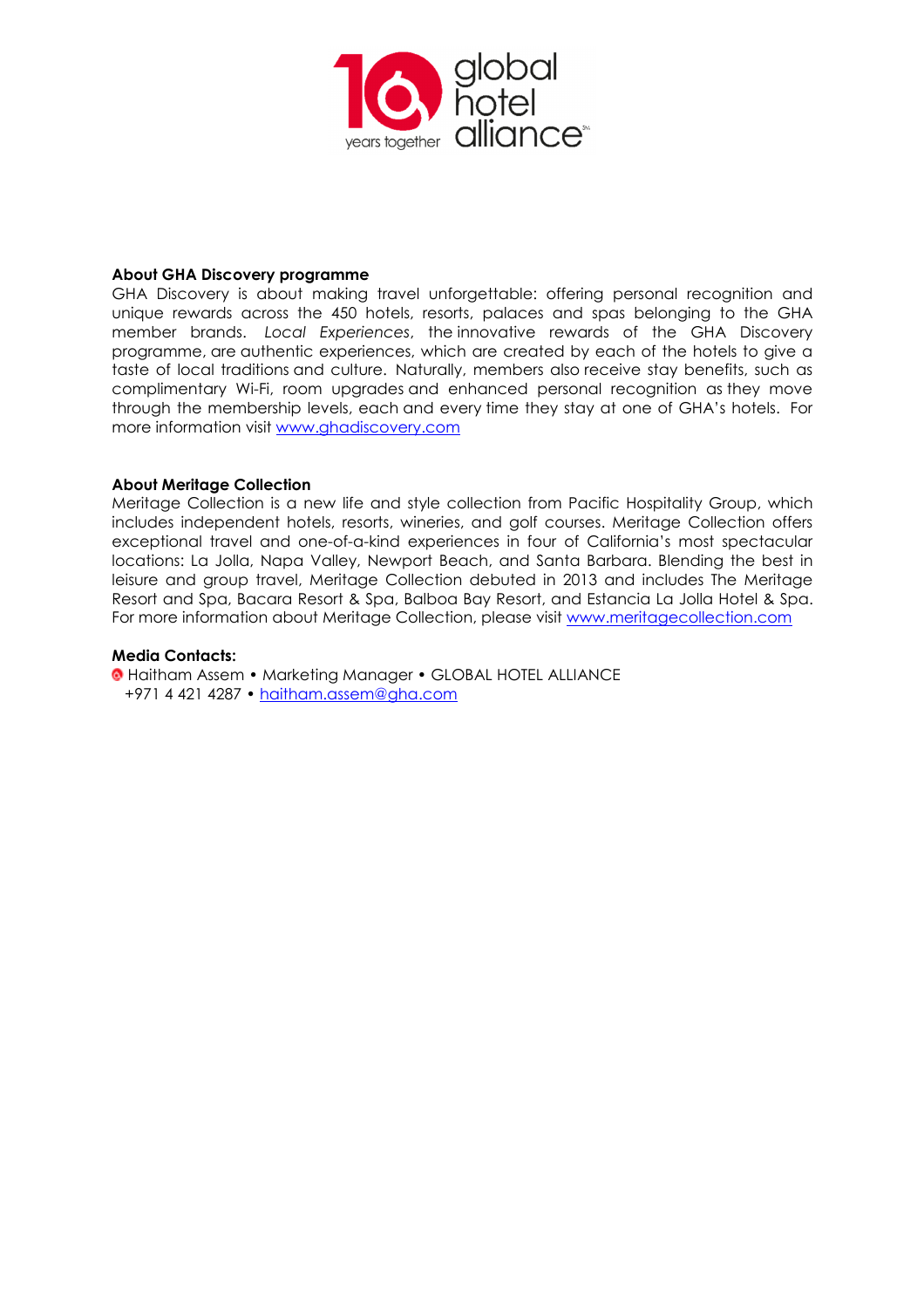## About GHA Discovery programme

GHA Discovery is about making travel unforgettable: offering personal recognition and unique rewards across the 450 hotels, resorts, palaces and spas belonging to the GHA member brands. *Local Experiences*, the innovative rewards of the GHA Discovery programme, are authentic experiences, which are created by each of the hotels to give a taste of local traditions and culture. Naturally, members also receive stay benefits, such as complimentary Wi-Fi, room upgrades and enhanced personal recognition as they move through the membership levels, each and every time they stay at one of GHA's hotels. For more information visit [www.ghadiscovery.com](http://www.ghadiscovery.com)

## About Meritage Collection

Meritage Collection is a new life and style collection from Pacific Hospitality Group, which includes independent hotels, resorts, wineries, and golf courses. Meritage Collection offers exceptional travel and one-of-a-kind experiences in four of California's most spectacular locations: La Jolla, Napa Valley, Newport Beach, and Santa Barbara. Blending the best in leisure and group travel, Meritage Collection debuted in 2013 and includes The Meritage Resort and Spa, Bacara Resort & Spa, Balboa Bay Resort, and Estancia La Jolla Hotel & Spa. For more information about Meritage Collection, please visit [www.meritagecollection.com](http://www.meritagecollection.com)

**Media Contacts:**

Haitham Assem • Marketing Manager • GLOBAL HOTEL ALLIANCE
+971 4 421 4287 • [haitham.assem@gha.com](mailto:haitham.assem@gha.com)